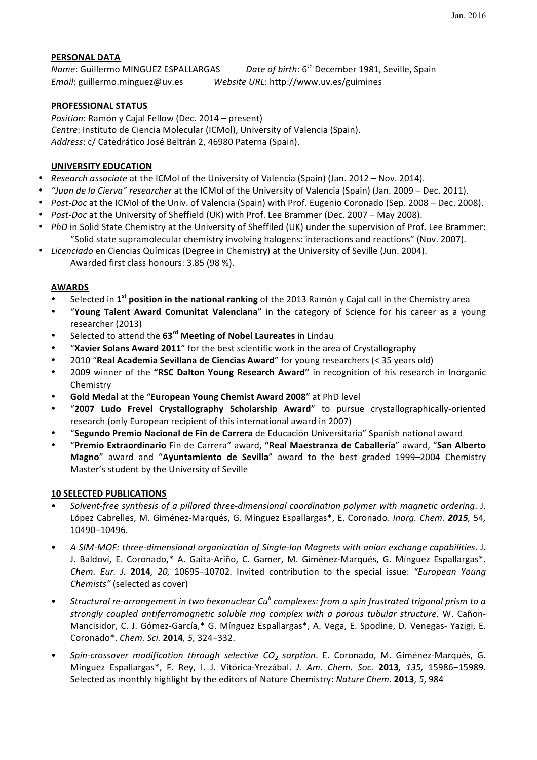Jan. 2016

## PERSONAL DATA

*Name*: Guillermo MINGUEZ ESPALLARGAS *Date of birth*: 6th December 1981, Seville, Spain
*Email*: guillermo.minguez@uv.es *Website URL*: http://www.uv.es/guimines

## PROFESSIONAL STATUS

*Position*: Ramón y Cajal Fellow (Dec. 2014 – present)
*Centre*: Instituto de Ciencia Molecular (ICMol), University of Valencia (Spain).
*Address*: c/ Catedrático José Beltrán 2, 46980 Paterna (Spain).

## UNIVERSITY EDUCATION

- *Research associate* at the ICMol of the University of Valencia (Spain) (Jan. 2012 – Nov. 2014).
- *"Juan de la Cierva" researcher* at the ICMol of the University of Valencia (Spain) (Jan. 2009 – Dec. 2011).
- *Post-Doc* at the ICMol of the Univ. of Valencia (Spain) with Prof. Eugenio Coronado (Sep. 2008 – Dec. 2008).
- *Post-Doc* at the University of Sheffield (UK) with Prof. Lee Brammer (Dec. 2007 – May 2008).
- *PhD* in Solid State Chemistry at the University of Sheffiled (UK) under the supervision of Prof. Lee Brammer: "Solid state supramolecular chemistry involving halogens: interactions and reactions" (Nov. 2007).
- *Licenciado* en Ciencias Químicas (Degree in Chemistry) at the University of Seville (Jun. 2004). Awarded first class honours: 3.85 (98 %).

## AWARDS

- Selected in **1st position in the national ranking** of the 2013 Ramón y Cajal call in the Chemistry area
- "**Young Talent Award Comunitat Valenciana**" in the category of Science for his career as a young researcher (2013)
- Selected to attend the **63rd Meeting of Nobel Laureates** in Lindau
- "**Xavier Solans Award 2011**" for the best scientific work in the area of Crystallography
- 2010 "**Real Academia Sevillana de Ciencias Award**" for young researchers (< 35 years old)
- 2009 winner of the **"RSC Dalton Young Research Award"** in recognition of his research in Inorganic Chemistry
- **Gold Medal** at the "**European Young Chemist Award 2008**" at PhD level
- "**2007 Ludo Frevel Crystallography Scholarship Award**" to pursue crystallographically-oriented research (only European recipient of this international award in 2007)
- "**Segundo Premio Nacional de Fin de Carrera** de Educación Universitaria" Spanish national award
- "**Premio Extraordinario** Fin de Carrera" award, **"Real Maestranza de Caballería**" award, "**San Alberto Magno**" award and "**Ayuntamiento de Sevilla**" award to the best graded 1999–2004 Chemistry Master's student by the University of Seville

## 10 SELECTED PUBLICATIONS

- *Solvent-free synthesis of a pillared three-dimensional coordination polymer with magnetic ordering*. J. López Cabrelles, M. Giménez-Marqués, G. Mínguez Espallargas*, E. Coronado. *Inorg. Chem.* ***2015**,* 54*,* 10490−10496.

- *A SIM-MOF: three-dimensional organization of Single-Ion Magnets with anion exchange capabilities*. J. J. Baldoví, E. Coronado,* A. Gaita-Ariño, C. Gamer, M. Giménez-Marqués, G. Mínguez Espallargas*. *Chem. Eur. J.* **2014***, 20,* 10695–10702. Invited contribution to the special issue: *"European Young Chemists"* (selected as cover)

- *Structural re-arrangement in two hexanuclear $Cu^{II}$ complexes: from a spin frustrated trigonal prism to a strongly coupled antiferromagnetic soluble ring complex with a porous tubular structure*. W. Cañon-Mancisidor, C. J. Gómez-García,* G. Mínguez Espallargas*, A. Vega, E. Spodine, D. Venegas- Yazigi, E. Coronado*. *Chem. Sci.* **2014***, 5,* 324–332.

- *Spin-crossover modification through selective $CO_2$ sorption*. E. Coronado, M. Giménez-Marqués, G. Mínguez Espallargas*, F. Rey, I. J. Vitórica-Yrezábal. *J. Am. Chem. Soc.* **2013***, 135,* 15986−15989. Selected as monthly highlight by the editors of Nature Chemistry: *Nature Chem.* **2013**, *5*, 984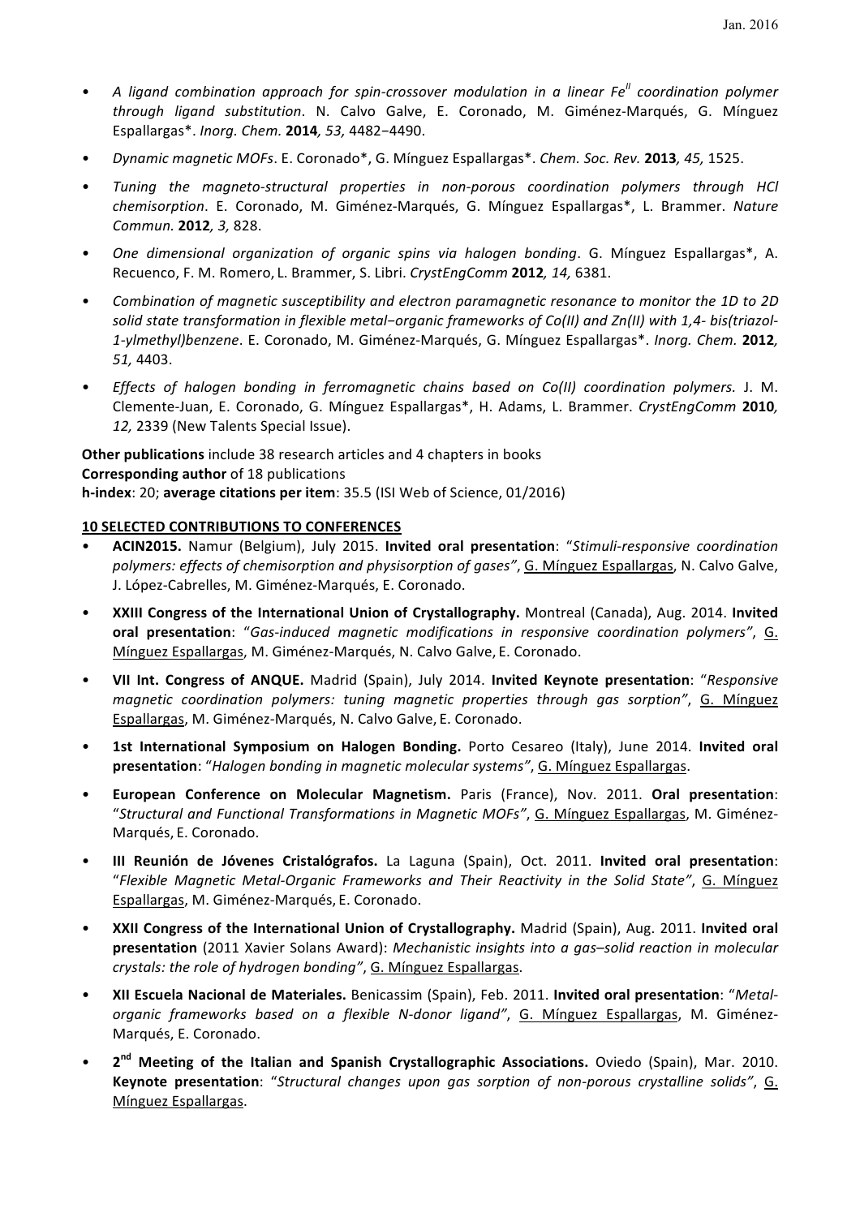- *A ligand combination approach for spin-crossover modulation in a linear $Fe^{II}$ coordination polymer through ligand substitution*. N. Calvo Galve, E. Coronado, M. Giménez-Marqués, G. Mínguez Espallargas*. *Inorg. Chem.* **2014***, 53,* 4482−4490.

- *Dynamic magnetic MOFs*. E. Coronado*, G. Mínguez Espallargas*. *Chem. Soc. Rev.* **2013***, 45,* 1525.

- *Tuning the magneto-structural properties in non-porous coordination polymers through HCl chemisorption*. E. Coronado, M. Giménez-Marqués, G. Mínguez Espallargas*, L. Brammer. *Nature Commun.* **2012***, 3,* 828.

- *One dimensional organization of organic spins via halogen bonding*. G. Mínguez Espallargas*, A. Recuenco, F. M. Romero, L. Brammer, S. Libri. *CrystEngComm* **2012***, 14,* 6381.

- *Combination of magnetic susceptibility and electron paramagnetic resonance to monitor the 1D to 2D solid state transformation in flexible metal−organic frameworks of Co(II) and Zn(II) with 1,4- bis(triazol-1-ylmethyl)benzene*. E. Coronado, M. Giménez-Marqués, G. Mínguez Espallargas*. *Inorg. Chem.* **2012***, 51,* 4403.

- *Effects of halogen bonding in ferromagnetic chains based on Co(II) coordination polymers.* J. M. Clemente-Juan, E. Coronado, G. Mínguez Espallargas*, H. Adams, L. Brammer. *CrystEngComm* **2010***, 12,* 2339 (New Talents Special Issue).

**Other publications** include 38 research articles and 4 chapters in books
**Corresponding author** of 18 publications
**h-index**: 20; **average citations per item**: 35.5 (ISI Web of Science, 01/2016)

## 10 SELECTED CONTRIBUTIONS TO CONFERENCES

- **ACIN2015.** Namur (Belgium), July 2015. **Invited oral presentation**: "*Stimuli-responsive coordination polymers: effects of chemisorption and physisorption of gases"*, G. Mínguez Espallargas, N. Calvo Galve, J. López-Cabrelles, M. Giménez-Marqués, E. Coronado.

- **XXIII Congress of the International Union of Crystallography.** Montreal (Canada), Aug. 2014. **Invited oral presentation**: "*Gas-induced magnetic modifications in responsive coordination polymers"*, G. Mínguez Espallargas, M. Giménez-Marqués, N. Calvo Galve, E. Coronado.

- **VII Int. Congress of ANQUE.** Madrid (Spain), July 2014. **Invited Keynote presentation**: "*Responsive magnetic coordination polymers: tuning magnetic properties through gas sorption"*, G. Mínguez Espallargas, M. Giménez-Marqués, N. Calvo Galve, E. Coronado.

- **1st International Symposium on Halogen Bonding.** Porto Cesareo (Italy), June 2014. **Invited oral presentation**: "*Halogen bonding in magnetic molecular systems"*, G. Mínguez Espallargas.

- **European Conference on Molecular Magnetism.** Paris (France), Nov. 2011. **Oral presentation**: "*Structural and Functional Transformations in Magnetic MOFs"*, G. Mínguez Espallargas, M. Giménez-Marqués, E. Coronado.

- **III Reunión de Jóvenes Cristalógrafos.** La Laguna (Spain), Oct. 2011. **Invited oral presentation**: "*Flexible Magnetic Metal-Organic Frameworks and Their Reactivity in the Solid State"*, G. Mínguez Espallargas, M. Giménez-Marqués, E. Coronado.

- **XXII Congress of the International Union of Crystallography.** Madrid (Spain), Aug. 2011. **Invited oral presentation** (2011 Xavier Solans Award): *Mechanistic insights into a gas–solid reaction in molecular crystals: the role of hydrogen bonding"*, G. Mínguez Espallargas.

- **XII Escuela Nacional de Materiales.** Benicassim (Spain), Feb. 2011. **Invited oral presentation**: "*Metal-organic frameworks based on a flexible N-donor ligand"*, G. Mínguez Espallargas, M. Giménez-Marqués, E. Coronado.

- **2nd Meeting of the Italian and Spanish Crystallographic Associations.** Oviedo (Spain), Mar. 2010. **Keynote presentation**: "*Structural changes upon gas sorption of non-porous crystalline solids"*, G. Mínguez Espallargas.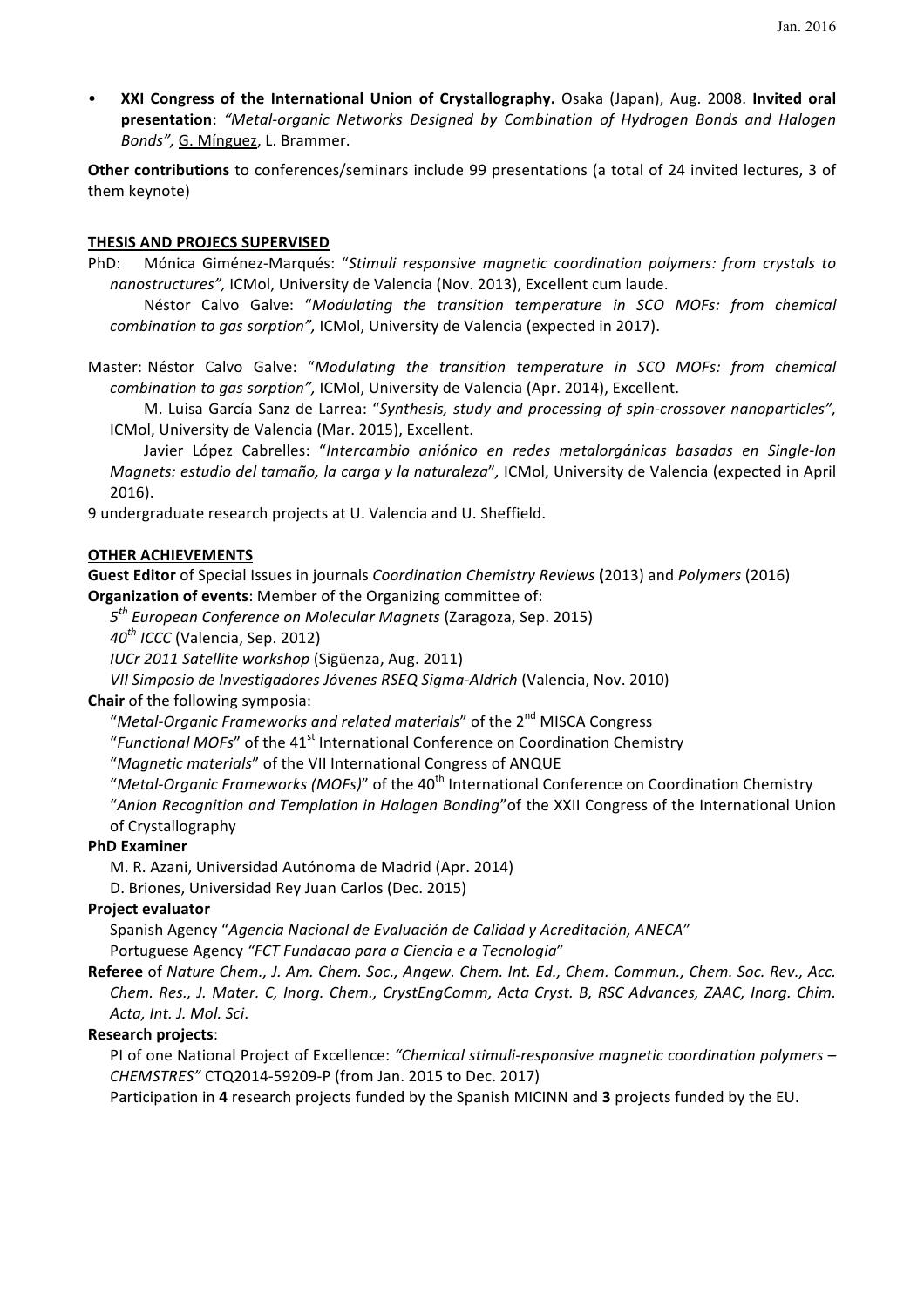- **XXI Congress of the International Union of Crystallography.** Osaka (Japan), Aug. 2008. **Invited oral presentation**: *"Metal-organic Networks Designed by Combination of Hydrogen Bonds and Halogen Bonds",* G. Mínguez, L. Brammer.

**Other contributions** to conferences/seminars include 99 presentations (a total of 24 invited lectures, 3 of them keynote)

## THESIS AND PROJECS SUPERVISED

PhD: Mónica Giménez-Marqués: "*Stimuli responsive magnetic coordination polymers: from crystals to nanostructures",* ICMol, University de Valencia (Nov. 2013), Excellent cum laude.

Néstor Calvo Galve: "*Modulating the transition temperature in SCO MOFs: from chemical combination to gas sorption",* ICMol, University de Valencia (expected in 2017).

Master: Néstor Calvo Galve: "*Modulating the transition temperature in SCO MOFs: from chemical combination to gas sorption",* ICMol, University de Valencia (Apr. 2014), Excellent.

M. Luisa García Sanz de Larrea: "*Synthesis, study and processing of spin-crossover nanoparticles",* ICMol, University de Valencia (Mar. 2015), Excellent.

Javier López Cabrelles: "*Intercambio aniónico en redes metalorgánicas basadas en Single-Ion Magnets: estudio del tamaño, la carga y la naturaleza*", ICMol, University de Valencia (expected in April 2016).

9 undergraduate research projects at U. Valencia and U. Sheffield.

## OTHER ACHIEVEMENTS

**Guest Editor** of Special Issues in journals *Coordination Chemistry Reviews* **(**2013) and *Polymers* (2016)

**Organization of events**: Member of the Organizing committee of:

*5th European Conference on Molecular Magnets* (Zaragoza, Sep. 2015)

*40th ICCC* (Valencia, Sep. 2012)

*IUCr 2011 Satellite workshop* (Sigüenza, Aug. 2011)

*VII Simposio de Investigadores Jóvenes RSEQ Sigma-Aldrich* (Valencia, Nov. 2010)

**Chair** of the following symposia:

"*Metal-Organic Frameworks and related materials*" of the 2nd MISCA Congress

"*Functional MOFs*" of the 41st International Conference on Coordination Chemistry

"*Magnetic materials*" of the VII International Congress of ANQUE

"*Metal-Organic Frameworks (MOFs)*" of the 40th International Conference on Coordination Chemistry

"*Anion Recognition and Templation in Halogen Bonding*" of the XXII Congress of the International Union of Crystallography

**PhD Examiner**

M. R. Azani, Universidad Autónoma de Madrid (Apr. 2014)

D. Briones, Universidad Rey Juan Carlos (Dec. 2015)

**Project evaluator**

Spanish Agency "*Agencia Nacional de Evaluación de Calidad y Acreditación, ANECA*"

Portuguese Agency *"FCT Fundacao para a Ciencia e a Tecnologia*"

**Referee** of *Nature Chem., J. Am. Chem. Soc., Angew. Chem. Int. Ed., Chem. Commun., Chem. Soc. Rev., Acc. Chem. Res., J. Mater. C, Inorg. Chem., CrystEngComm, Acta Cryst. B, RSC Advances, ZAAC, Inorg. Chim. Acta, Int. J. Mol. Sci*.

**Research projects**:

PI of one National Project of Excellence: *"Chemical stimuli-responsive magnetic coordination polymers – CHEMSTRES"* CTQ2014-59209-P (from Jan. 2015 to Dec. 2017)

Participation in **4** research projects funded by the Spanish MICINN and **3** projects funded by the EU.